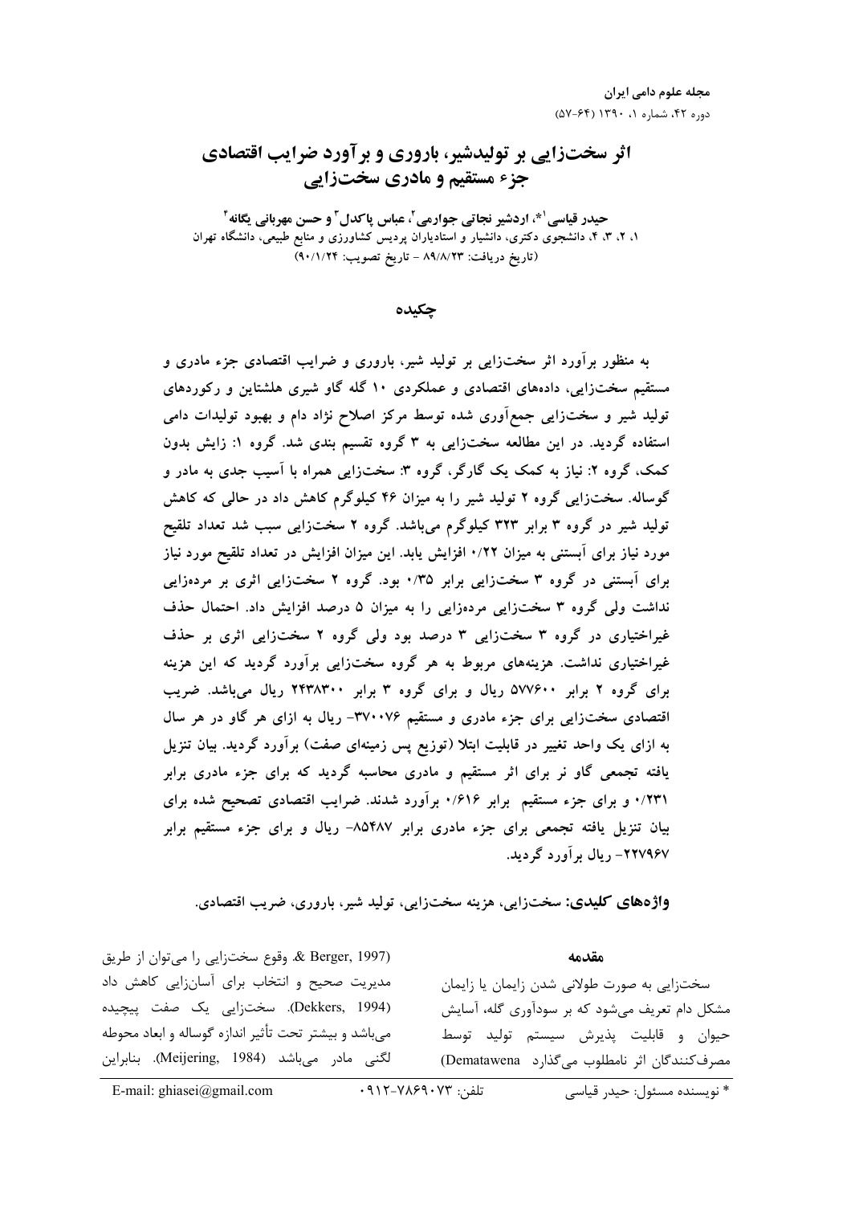# اثر سخت‌زایی بر تولیدشیر، باروری و برآورد ضرایب اقتصادی جزء مستقیم و مادری سخت‌زایی

**حیدر قیاسی[1]*، اردشیر نجاتی جوارمی[2]، عباس پاکدل[3] و حسن مهربانی یگانه[4]**

۱، ۲، ۳، ۴، دانشجوی دکتری، دانشیار و استادیاران پردیس کشاورزی و منابع طبیعی، دانشگاه تهران

(تاریخ دریافت: ۸۹/۸/۲۳ - تاریخ تصویب: ۹۰/۱/۲۴)

## چکیده

به منظور برآورد اثر سخت‌زایی بر تولید شیر، باروری و ضرایب اقتصادی جزء مادری و مستقیم سخت‌زایی، داده‌های اقتصادی و عملکردی ۱۰ گله گاو شیری هلشتاین و رکوردهای تولید شیر و سخت‌زایی جمع‌آوری شده توسط مرکز اصلاح نژاد دام و بهبود تولیدات دامی استفاده گردید. در این مطالعه سخت‌زایی به ۳ گروه تقسیم بندی شد. گروه ۱: زایش بدون کمک، گروه ۲: نیاز به کمک یک کارگر، گروه ۳: سخت‌زایی همراه با آسیب جدی به مادر و گوساله. سخت‌زایی گروه ۲ تولید شیر را به میزان ۴۶ کیلوگرم کاهش داد در حالی که کاهش تولید شیر در گروه ۳ برابر ۳۲۳ کیلوگرم می‌باشد. گروه ۲ سخت‌زایی سبب شد تعداد تلقیح مورد نیاز برای آبستنی به میزان ۰/۲۲ افزایش یابد. این میزان افزایش در تعداد تلقیح مورد نیاز برای آبستنی در گروه ۳ سخت‌زایی برابر ۰/۳۵ بود. گروه ۲ سخت‌زایی اثری بر مرده‌زایی نداشت ولی گروه ۳ سخت‌زایی مرده‌زایی را به میزان ۵ درصد افزایش داد. احتمال حذف غیراختیاری در گروه ۳ سخت‌زایی ۳ درصد بود ولی گروه ۲ سخت‌زایی اثری بر حذف غیراختیاری نداشت. هزینه‌های مربوط به هر گروه سخت‌زایی برآورد گردید که این هزینه برای گروه ۲ برابر ۵۷۷۶۰۰ ریال و برای گروه ۳ برابر ۲۴۳۸۳۰۰ ریال می‌باشد. ضریب اقتصادی سخت‌زایی برای جزء مادری و مستقیم ۳۷۰۰۷۶- ریال به ازای هر گاو در هر سال به ازای یک واحد تغییر در قابلیت ابتلا (توزیع پس زمینه‌ای صفت) برآورد گردید. بیان تنزیل یافته تجمعی گاو نر برای اثر مستقیم و مادری محاسبه گردید که برای جزء مادری برابر ۰/۲۳۱ و برای جزء مستقیم برابر ۰/۶۱۶ برآورد شدند. ضرایب اقتصادی تصحیح شده برای بیان تنزیل یافته تجمعی برای جزء مادری برابر ۸۵۴۸۷- ریال و برای جزء مستقیم برابر ۲۲۷۹۶۷- ریال برآورد گردید.

**واژه‌های کلیدی:** سخت‌زایی، هزینه سخت‌زایی، تولید شیر، باروری، ضریب اقتصادی.

## مقدمه

سخت‌زایی به صورت طولانی شدن زایمان یا زایمان مشکل دام تعریف می‌شود که بر سودآوری گله، آسایش حیوان و قابلیت پذیرش سیستم تولید توسط مصرف‌کنندگان اثر نامطلوب می‌گذارد (Dematawena & Berger, 1997). وقوع سخت‌زایی را می‌توان از طریق مدیریت صحیح و انتخاب برای آسان‌زایی کاهش داد (Dekkers, 1994). سخت‌زایی یک صفت پیچیده می‌باشد و بیشتر تحت تأثیر اندازه گوساله و ابعاد محوطه لگنی مادر می‌باشد (Meijering, 1984). بنابراین

* نویسنده مسئول: حیدر قیاسی          تلفن: ۰۹۱۲-۷۸۶۹۰۷۳          E-mail: ghiasei@gmail.com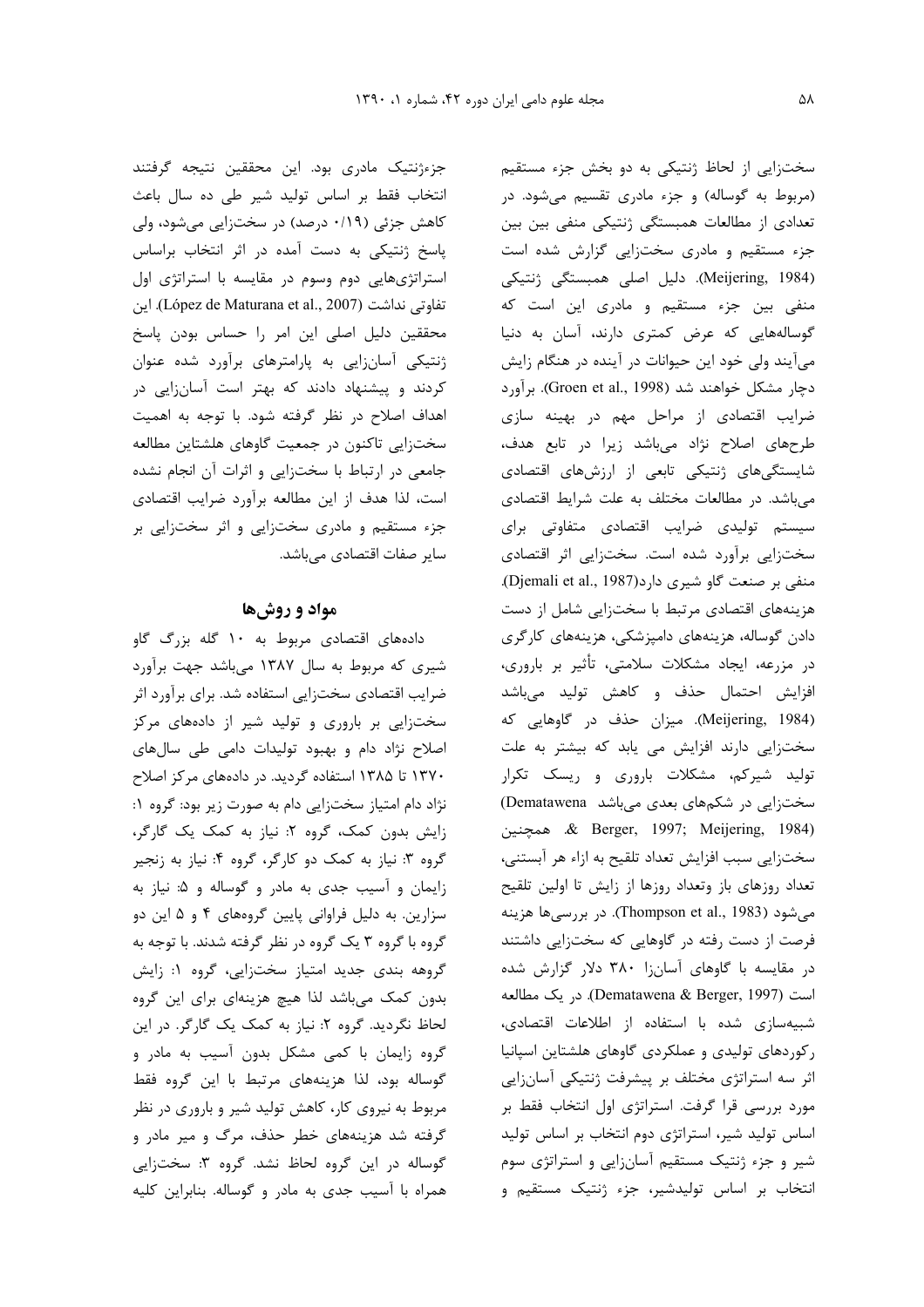سخت‌زایی از لحاظ ژنتیکی به دو بخش جزء مستقیم (مربوط به گوساله) و جزء مادری تقسیم می‌شود. در تعدادی از مطالعات همبستگی ژنتیکی منفی بین بین جزء مستقیم و مادری سخت‌زایی گزارش شده است (Meijering, 1984). دلیل اصلی همبستگی ژنتیکی منفی بین جزء مستقیم و مادری این است که گوساله‌هایی که عرض کمتری دارند، آسان به دنیا می‌آیند ولی خود این حیوانات در آینده در هنگام زایش دچار مشکل خواهند شد (Groen et al., 1998). برآورد ضرایب اقتصادی از مراحل مهم در بهینه سازی طرح‌های اصلاح نژاد می‌باشد زیرا در تابع هدف، شایستگی‌های ژنتیکی تابعی از ارزش‌های اقتصادی می‌باشد. در مطالعات مختلف به علت شرایط اقتصادی سیستم تولیدی ضرایب اقتصادی متفاوتی برای سخت‌زایی برآورد شده است. سخت‌زایی اثر اقتصادی منفی بر صنعت گاو شیری دارد(Djemali et al., 1987). هزینه‌های اقتصادی مرتبط با سخت‌زایی شامل از دست دادن گوساله، هزینه‌های دامپزشکی، هزینه‌های کارگری در مزرعه، ایجاد مشکلات سلامتی، تأثیر بر باروری، افزایش احتمال حذف و کاهش تولید می‌باشد (Meijering, 1984). میزان حذف در گاوهایی که سخت‌زایی دارند افزایش می یابد که بیشتر به علت تولید شیرکم، مشکلات باروری و ریسک تکرار سخت‌زایی در شکم‌های بعدی می‌باشد (Dematawena & Berger, 1997; Meijering, 1984) همچنین سخت‌زایی سبب افزایش تعداد تلقیح به ازاء هر آبستنی، تعداد روزهای باز وتعداد روزها از زایش تا اولین تلقیح می‌شود (Thompson et al., 1983). در بررسی‌ها هزینه فرصت از دست رفته در گاوهایی که سخت‌زایی داشتند در مقایسه با گاوهای آسان‌زا ۳۸۰ دلار گزارش شده است (Dematawena & Berger, 1997). در یک مطالعه شبیه‌سازی شده با استفاده از اطلاعات اقتصادی، رکوردهای تولیدی و عملکردی گاوهای هلشتاین اسپانیا اثر سه استراتژی مختلف بر پیشرفت ژنتیکی آسان‌زایی مورد بررسی قرا گرفت. استراتژی اول انتخاب فقط بر اساس تولید شیر، استراتژی دوم انتخاب بر اساس تولید شیر و جزء ژنتیک مستقیم آسان‌زایی و استراتژی سوم انتخاب بر اساس تولیدشیر، جزء ژنتیک مستقیم و جزءژنتیک مادری بود. این محققین نتیجه گرفتند انتخاب فقط بر اساس تولید شیر طی ده سال باعث کاهش جزئی (۰/۱۹ درصد) در سخت‌زایی می‌شود، ولی پاسخ ژنتیکی به دست آمده در اثر انتخاب براساس استراتژی‌هایی دوم وسوم در مقایسه با استراتژی اول تفاوتی نداشت (López de Maturana et al., 2007). این محققین دلیل اصلی این امر را حساس بودن پاسخ ژنتیکی آسان‌زایی به پارامترهای برآورد شده عنوان کردند و پیشنهاد دادند که بهتر است آسان‌زایی در اهداف اصلاح در نظر گرفته شود. با توجه به اهمیت سخت‌زایی تاکنون در جمعیت گاوهای هلشتاین مطالعه جامعی در ارتباط با سخت‌زایی و اثرات آن انجام نشده است، لذا هدف از این مطالعه برآورد ضرایب اقتصادی جزء مستقیم و مادری سخت‌زایی و اثر سخت‌زایی بر سایر صفات اقتصادی می‌باشد.

## مواد و روش‌ها

داده‌های اقتصادی مربوط به ۱۰ گله بزرگ گاو شیری که مربوط به سال ۱۳۸۷ می‌باشد جهت برآورد ضرایب اقتصادی سخت‌زایی استفاده شد. برای برآورد اثر سخت‌زایی بر باروری و تولید شیر از داده‌های مرکز اصلاح نژاد دام و بهبود تولیدات دامی طی سال‌های ۱۳۷۰ تا ۱۳۸۵ استفاده گردید. در داده‌های مرکز اصلاح نژاد دام امتیاز سخت‌زایی دام به صورت زیر بود: گروه ۱: زایش بدون کمک، گروه ۲: نیاز به کمک یک کارگر، گروه ۳: نیاز به کمک دو کارگر، گروه ۴: نیاز به زنجیر زایمان و آسیب جدی به مادر و گوساله و ۵: نیاز به سزارین. به دلیل فراوانی پایین گروه‌های ۴ و ۵ این دو گروه با گروه ۳ یک گروه در نظر گرفته شدند. با توجه به گروهه بندی جدید امتیاز سخت‌زایی، گروه ۱: زایش بدون کمک می‌باشد لذا هیچ هزینه‌ای برای این گروه لحاظ نگردید. گروه ۲: نیاز به کمک یک کارگر. در این گروه زایمان با کمی مشکل بدون آسیب به مادر و گوساله بود، لذا هزینه‌های مرتبط با این گروه فقط مربوط به نیروی کار، کاهش تولید شیر و باروری در نظر گرفته شد هزینه‌های خطر حذف، مرگ و میر مادر و گوساله در این گروه لحاظ نشد. گروه ۳: سخت‌زایی همراه با آسیب جدی به مادر و گوساله. بنابراین کلیه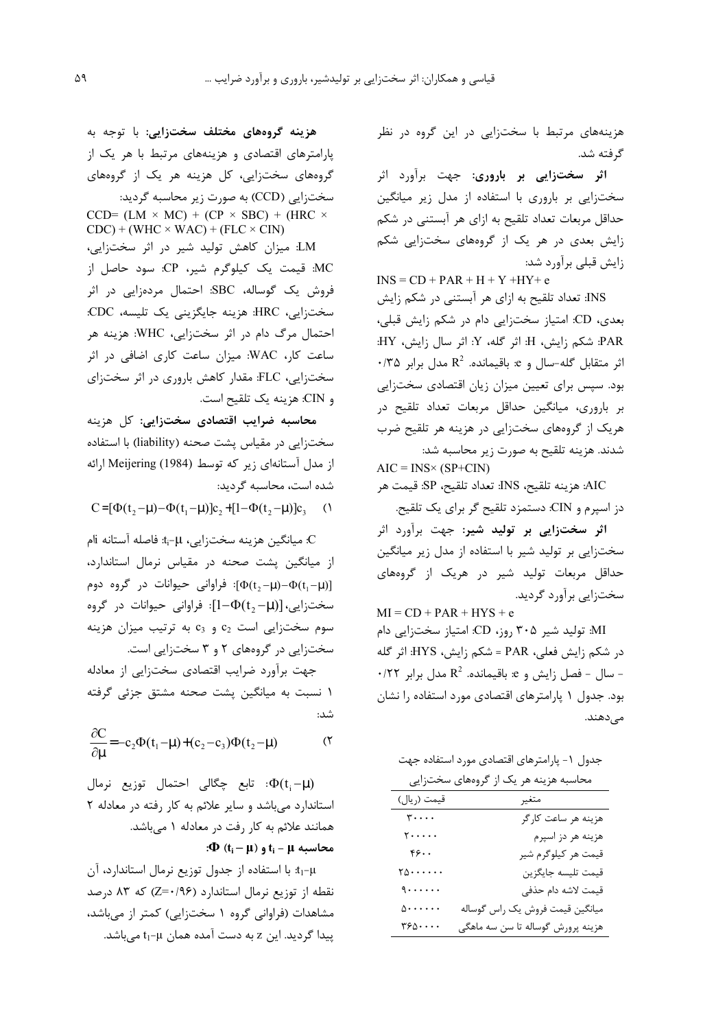هزینه‌های مرتبط با سخت‌زایی در این گروه در نظر گرفته شد.

**اثر سخت‌زایی بر باروری:** جهت برآورد اثر سخت‌زایی بر باروری با استفاده از مدل زیر میانگین حداقل مربعات تعداد تلقیح به ازای هر آبستنی در شکم زایش بعدی در هر یک از گروه‌های سخت‌زایی شکم زایش قبلی برآورد شد:

$$INS = CD + PAR + H + Y + HY + e$$

INS: تعداد تلقیح به ازای هر آبستنی در شکم زایش بعدی، CD: امتیاز سخت‌زایی دام در شکم زایش قبلی، PAR: شکم زایش، H: اثر گله، Y: اثر سال زایش، HY: اثر متقابل گله-سال و e: باقیمانده. $R^2$ مدل برابر ۰/۳۵ بود. سپس برای تعیین میزان زیان اقتصادی سخت‌زایی بر باروری، میانگین حداقل مربعات تعداد تلقیح در هریک از گروه‌های سخت‌زایی در هزینه هر تلقیح ضرب شدند. هزینه تلقیح به صورت زیر محاسبه شد:

$$AIC = INS \times (SP + CIN)$$

AIC: هزینه تلقیح، INS: تعداد تلقیح، SP: قیمت هر دز اسپرم و CIN: دستمزد تلقیح گر برای یک تلقیح.

**اثر سخت‌زایی بر تولید شیر:** جهت برآورد اثر سخت‌زایی بر تولید شیر با استفاده از مدل زیر میانگین حداقل مربعات تولید شیر در هریک از گروه‌های سخت‌زایی برآورد گردید.

$$MI = CD + PAR + HYS + e$$

MI: تولید شیر ۳۰۵ روز، CD: امتیاز سخت‌زایی دام در شکم زایش فعلی، PAR = شکم زایش، HYS: اثر گله - سال - فصل زایش و e: باقیمانده. $R^2$ مدل برابر ۰/۲۲ بود. جدول ۱ پارامترهای اقتصادی مورد استفاده را نشان می‌دهند.

جدول ۱- پارامترهای اقتصادی مورد استفاده جهت محاسبه هزینه هر یک از گروه‌های سخت‌زایی

| متغیر | قیمت (ریال) |
|---|---|
| هزینه هر ساعت کارگر | ۳۰۰۰۰ |
| هزینه هر دز اسپرم | ۲۰۰۰۰۰ |
| قیمت هر کیلوگرم شیر | ۴۶۰۰ |
| قیمت تلیسه جایگزین | ۲۵۰۰۰۰۰۰ |
| قیمت لاشه دام حذفی | ۹۰۰۰۰۰۰ |
| میانگین قیمت فروش یک راس گوساله | ۵۰۰۰۰۰۰ |
| هزینه پرورش گوساله تا سن سه ماهگی | ۳۶۵۰۰۰۰ |

**هزینه گروه‌های مختلف سخت‌زایی:** با توجه به پارامترهای اقتصادی و هزینه‌های مرتبط با هر یک از گروه‌های سخت‌زایی، کل هزینه هر یک از گروه‌های سخت‌زایی (CCD) به صورت زیر محاسبه گردید:

$$CCD = (LM \times MC) + (CP \times SBC) + (HRC \times CDC) + (WHC \times WAC) + (FLC \times CIN)$$

LM: میزان کاهش تولید شیر در اثر سخت‌زایی، MC: قیمت یک کیلوگرم شیر، CP: سود حاصل از فروش یک گوساله، SBC: احتمال مرده‌زایی در اثر سخت‌زایی، HRC: هزینه جایگزینی یک تلیسه، CDC: احتمال مرگ دام در اثر سخت‌زایی، WHC: هزینه هر ساعت کار، WAC: میزان ساعت کاری اضافی در اثر سخت‌زایی، FLC: مقدار کاهش باروری در اثر سخت‌زای و CIN: هزینه یک تلقیح است.

**محاسبه ضرایب اقتصادی سخت‌زایی:** کل هزینه سخت‌زایی در مقیاس پشت صحنه (liability) با استفاده از مدل آستانه‌ای زیر که توسط Meijering (1984) ارائه شده است، محاسبه گردید:

$$C = [\Phi(t_2-\mu)-\Phi(t_1-\mu)]c_2 + [1-\Phi(t_2-\mu)]c_3 \quad (1)$$

C: میانگین هزینه سخت‌زایی، $t_i-\mu$: فاصله آستانه iام از میانگین پشت صحنه در مقیاس نرمال استاندارد، $[\Phi(t_2-\mu)-\Phi(t_1-\mu)]$: فراوانی حیوانات در گروه دوم سخت‌زایی، $[1-\Phi(t_2-\mu)]$: فراوانی حیوانات در گروه سوم سخت‌زایی است $c_2$ و $c_3$ به ترتیب میزان هزینه سخت‌زایی در گروه‌های ۲ و ۳ سخت‌زایی است.

جهت برآورد ضرایب اقتصادی سخت‌زایی از معادله ۱ نسبت به میانگین پشت صحنه مشتق جزئی گرفته شد:

$$\frac{\partial C}{\partial \mu} = -c_2\Phi(t_1-\mu) + (c_2-c_3)\Phi(t_2-\mu) \quad (2)$$

$\Phi(t_i-\mu)$: تابع چگالی احتمال توزیع نرمال استاندارد می‌باشد و سایر علائم به کار رفته در معادله ۲ همانند علائم به کار رفت در معادله ۱ می‌باشد.

**محاسبه $t_i - \mu$ و $\Phi(t_i - \mu)$:**

$t_1-\mu$: با استفاده از جدول توزیع نرمال استاندارد، آن نقطه از توزیع نرمال استاندارد (Z=۰/۹۶) که ۸۳ درصد مشاهدات (فراوانی گروه ۱ سخت‌زایی) کمتر از می‌باشد، پیدا گردید. این z به دست آمده همان $t_1-\mu$ می‌باشد.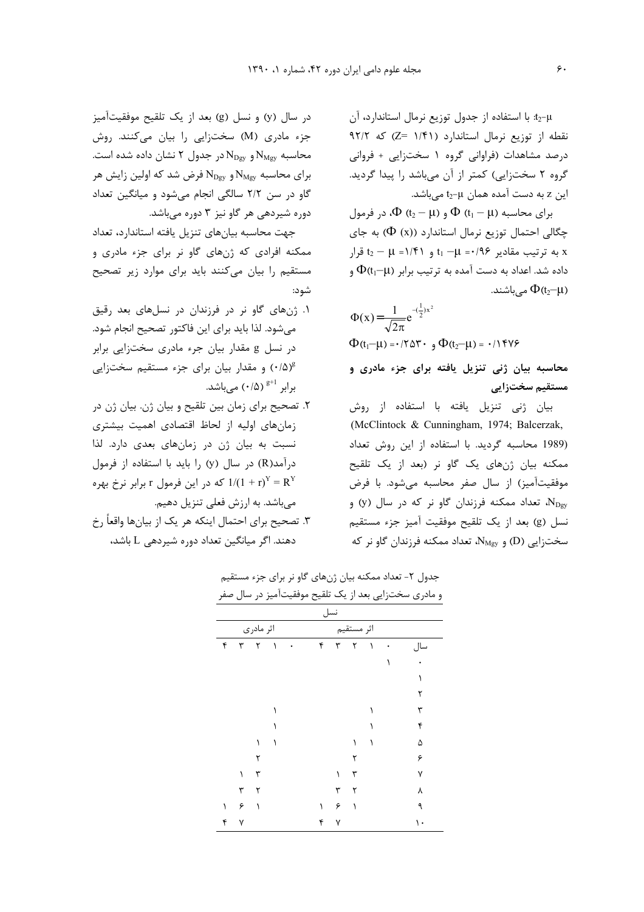$t_2-\mu$: با استفاده از جدول توزیع نرمال استاندارد، آن نقطه از توزیع نرمال استاندارد (Z= ۱/۴۱) که ۹۲/۲ درصد مشاهدات (فراوانی گروه ۱ سخت‌زایی + فروانی گروه ۲ سخت‌زایی) کمتر از آن می‌باشد را پیدا گردید. این z به دست آمده همان $t_2-\mu$ می‌باشد.

برای محاسبه $\Phi(t_1-\mu)$ و $\Phi(t_2-\mu)$، در فرمول چگالی احتمال توزیع نرمال استاندارد ($\Phi(x)$) به جای x به ترتیب مقادیر $t_1-\mu=$ ۰/۹۶ و $t_2-\mu=$ ۱/۴۱ قرار داده شد. اعداد به دست آمده به ترتیب برابر $\Phi(t_1-\mu)$ و $\Phi(t_2-\mu)$ می‌باشند.

$$\Phi(x)=\frac{1}{\sqrt{2\pi}}e^{-(\frac{1}{2})x^2}$$

$\Phi(t_1-\mu)=$ ۰/۲۵۳۰ و $\Phi(t_2-\mu)=$ ۰/۱۴۷۶

## محاسبه بیان ژنی تنزیل یافته برای جزء مادری و مستقیم سخت‌زایی

بیان ژنی تنزیل یافته با استفاده از روش (McClintock & Cunningham, 1974; Balcerzak, 1989) محاسبه گردید. با استفاده از این روش تعداد ممکنه بیان ژن‌های یک گاو نر (بعد از یک تلقیح موفقیت‌آمیز) از سال صفر محاسبه می‌شود. با فرض $N_{Dgy}$، تعداد ممکنه فرزندان گاو نر که در سال (y) و نسل (g) بعد از یک تلقیح موفقیت آمیز جزء مستقیم سخت‌زایی (D) و $N_{Mgy}$، تعداد ممکنه فرزندان گاو نر که در سال (y) و نسل (g) بعد از یک تلقیح موفقیت‌آمیز جزء مادری (M) سخت‌زایی را بیان می‌کنند. روش محاسبه $N_{Mgy}$ و $N_{Dgy}$ در جدول ۲ نشان داده شده است. برای محاسبه $N_{Mgy}$ و $N_{Dgy}$ فرض شد که اولین زایش هر گاو در سن ۲/۲ سالگی انجام می‌شود و میانگین تعداد دوره شیردهی هر گاو نیز ۳ دوره می‌باشد.

جدول ۲- تعداد ممکنه بیان ژن‌های گاو نر برای جزء مستقیم و مادری سخت‌زایی بعد از یک تلقیح موفقیت‌آمیز در سال صفر

| | نسل | | | | | | | | | |
|---|---|---|---|---|---|---|---|---|---|---|
| | اثر مستقیم | | | | | اثر مادری | | | | |
| سال | ۰ | ۱ | ۲ | ۳ | ۴ | ۰ | ۱ | ۲ | ۳ | ۴ |
| ۰ | ۱ | | | | | | | | | |
| ۱ | | | | | | | | | | |
| ۲ | | | | | | | | | | |
| ۳ | | ۱ | | | | | ۱ | | | |
| ۴ | | ۱ | | | | | ۱ | | | |
| ۵ | | ۱ | ۱ | | | | ۱ | ۱ | | |
| ۶ | | | ۲ | | | | | ۲ | | |
| ۷ | | | ۳ | ۱ | | | | ۳ | ۱ | |
| ۸ | | | ۲ | ۳ | | | | ۲ | ۳ | |
| ۹ | | | ۱ | ۶ | ۱ | | | ۱ | ۶ | ۱ |
| ۱۰ | | | | ۷ | ۴ | | | | ۷ | ۴ |

جهت محاسبه بیان‌های تنزیل یافته استاندارد، تعداد ممکنه افرادی که ژن‌های گاو نر برای جزء مادری و مستقیم را بیان می‌کنند باید برای موارد زیر تصحیح شود:

۱. ژن‌های گاو نر در فرزندان در نسل‌های بعد رقیق می‌شود. لذا باید برای این فاکتور تصحیح انجام شود. در نسل g مقدار بیان جزء مادری سخت‌زایی برابر $(۰/۵)^{g}$ و مقدار بیان برای جزء مستقیم سخت‌زایی برابر $(۰/۵)^{g+1}$ می‌باشد.

۲. تصحیح برای زمان بین تلقیح و بیان ژن. بیان ژن در زمان‌های اولیه از لحاظ اقتصادی اهمیت بیشتری نسبت به بیان ژن در زمان‌های بعدی دارد. لذا درآمد(R) در سال (y) را باید با استفاده از فرمول $1/(1+r)^{Y}=R^{Y}$ که در این فرمول r برابر نرخ بهره می‌باشد. به ارزش فعلی تنزیل دهیم.

۳. تصحیح برای احتمال اینکه هر یک از بیان‌ها واقعاً رخ دهند. اگر میانگین تعداد دوره شیردهی L باشد،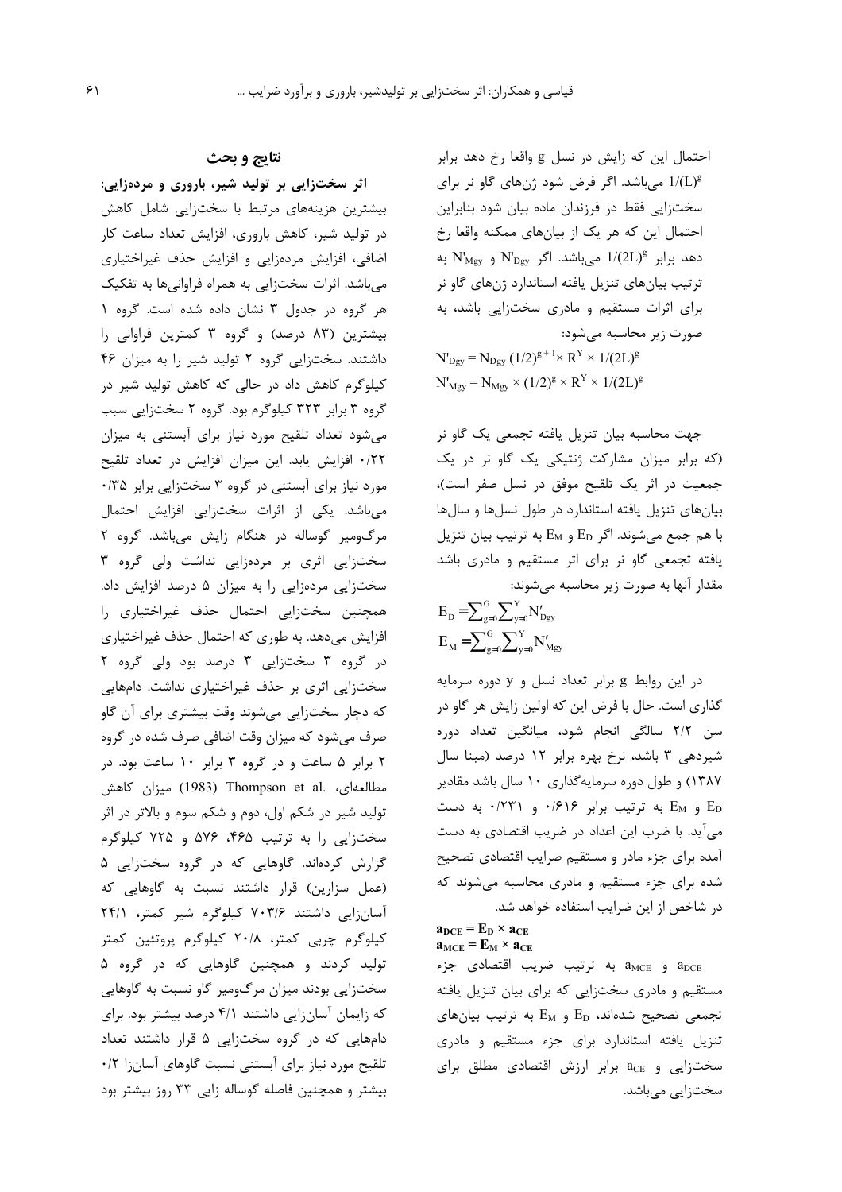احتمال این که زایش در نسل g واقعا رخ دهد برابر $1/(L)^g$ می‌باشد. اگر فرض شود ژن‌های گاو نر برای سخت‌زایی فقط در فرزندان ماده بیان شود بنابراین احتمال این که هر یک از بیان‌های ممکنه واقعا رخ دهد برابر $1/(2L)^g$ می‌باشد. اگر $N'_{Dgy}$ و $N'_{Mgy}$ به ترتیب بیان‌های تنزیل یافته استاندارد ژن‌های گاو نر برای اثرات مستقیم و مادری سخت‌زایی باشد، به صورت زیر محاسبه می‌شود:

$$N'_{Dgy} = N_{Dgy}\,(1/2)^{g+1} \times R^Y \times 1/(2L)^g$$

$$N'_{Mgy} = N_{Mgy} \times (1/2)^g \times R^Y \times 1/(2L)^g$$

جهت محاسبه بیان تنزیل یافته تجمعی یک گاو نر (که برابر میزان مشارکت ژنتیکی یک گاو نر در یک جمعیت در اثر یک تلقیح موفق در نسل صفر است)، بیان‌های تنزیل یافته استاندارد در طول نسل‌ها و سال‌ها با هم جمع می‌شوند. اگر $E_D$ و $E_M$ به ترتیب بیان تنزیل یافته تجمعی گاو نر برای اثر مستقیم و مادری باشد مقدار آنها به صورت زیر محاسبه می‌شوند:

$$E_D = \sum_{g=0}^{G}\sum_{y=0}^{Y} N'_{Dgy}$$

$$E_M = \sum_{g=0}^{G}\sum_{y=0}^{Y} N'_{Mgy}$$

در این روابط g برابر تعداد نسل و y دوره سرمایه گذاری است. حال با فرض این که اولین زایش هر گاو در سن ۲/۲ سالگی انجام شود، میانگین تعداد دوره شیردهی ۳ باشد، نرخ بهره برابر ۱۲ درصد (مبنا سال ۱۳۸۷) و طول دوره سرمایه‌گذاری ۱۰ سال باشد مقادیر $E_D$ و $E_M$ به ترتیب برابر ۰/۶۱۶ و ۰/۲۳۱ به دست می‌آید. با ضرب این اعداد در ضریب اقتصادی به دست آمده برای جزء مادر و مستقیم ضرایب اقتصادی تصحیح شده برای جزء مستقیم و مادری محاسبه می‌شوند که در شاخص از این ضرایب استفاده خواهد شد.

$$a_{DCE} = E_D \times a_{CE}$$

$$a_{MCE} = E_M \times a_{CE}$$

$a_{DCE}$ و $a_{MCE}$ به ترتیب ضریب اقتصادی جزء مستقیم و مادری سخت‌زایی که برای بیان تنزیل یافته تجمعی تصحیح شده‌اند، $E_D$ و $E_M$ به ترتیب بیان‌های تنزیل یافته استاندارد برای جزء مستقیم و مادری سخت‌زایی و $a_{CE}$ برابر ارزش اقتصادی مطلق برای سخت‌زایی می‌باشد.

## نتایج و بحث

**اثر سخت‌زایی بر تولید شیر، باروری و مرده‌زایی:** بیشترین هزینه‌های مرتبط با سخت‌زایی شامل کاهش در تولید شیر، کاهش باروری، افزایش تعداد ساعت کار اضافی، افزایش مرده‌زایی و افزایش حذف غیراختیاری می‌باشد. اثرات سخت‌زایی به همراه فراوانی‌ها به تفکیک هر گروه در جدول ۳ نشان داده شده است. گروه ۱ بیشترین (۸۳ درصد) و گروه ۳ کمترین فراوانی را داشتند. سخت‌زایی گروه ۲ تولید شیر را به میزان ۴۶ کیلوگرم کاهش داد در حالی که کاهش تولید شیر در گروه ۳ برابر ۳۲۳ کیلوگرم بود. گروه ۲ سخت‌زایی سبب می‌شود تعداد تلقیح مورد نیاز برای آبستنی به میزان ۰/۲۲ افزایش یابد. این میزان افزایش در تعداد تلقیح مورد نیاز برای آبستنی در گروه ۳ سخت‌زایی برابر ۰/۳۵ می‌باشد. یکی از اثرات سخت‌زایی افزایش احتمال مرگ‌ومیر گوساله در هنگام زایش می‌باشد. گروه ۲ سخت‌زایی اثری بر مرده‌زایی نداشت ولی گروه ۳ سخت‌زایی مرده‌زایی را به میزان ۵ درصد افزایش داد. همچنین سخت‌زایی احتمال حذف غیراختیاری را افزایش می‌دهد. به طوری که احتمال حذف غیراختیاری در گروه ۳ سخت‌زایی ۳ درصد بود ولی گروه ۲ سخت‌زایی اثری بر حذف غیراختیاری نداشت. دام‌هایی که دچار سخت‌زایی می‌شوند وقت بیشتری برای آن گاو صرف می‌شود که میزان وقت اضافی صرف شده در گروه ۲ برابر ۵ ساعت و در گروه ۳ برابر ۱۰ ساعت بود. در مطالعه‌ای، Thompson et al. (1983) میزان کاهش تولید شیر در شکم اول، دوم و شکم سوم و بالاتر در اثر سخت‌زایی را به ترتیب ۴۶۵، ۵۷۶ و ۷۲۵ کیلوگرم گزارش کرده‌اند. گاوهایی که در گروه سخت‌زایی ۵ (عمل سزارین) قرار داشتند نسبت به گاوهایی که آسان‌زایی داشتند ۷۰۳/۶ کیلوگرم شیر کمتر، ۲۴/۱ کیلوگرم چربی کمتر، ۲۰/۸ کیلوگرم پروتئین کمتر تولید کردند و همچنین گاوهایی که در گروه ۵ سخت‌زایی بودند میزان مرگ‌ومیر گاو نسبت به گاوهایی که زایمان آسان‌زایی داشتند ۴/۱ درصد بیشتر بود. برای دام‌هایی که در گروه سخت‌زایی ۵ قرار داشتند تعداد تلقیح مورد نیاز برای آبستنی نسبت گاوهای آسان‌زا ۰/۲ بیشتر و همچنین فاصله گوساله زایی ۳۳ روز بیشتر بود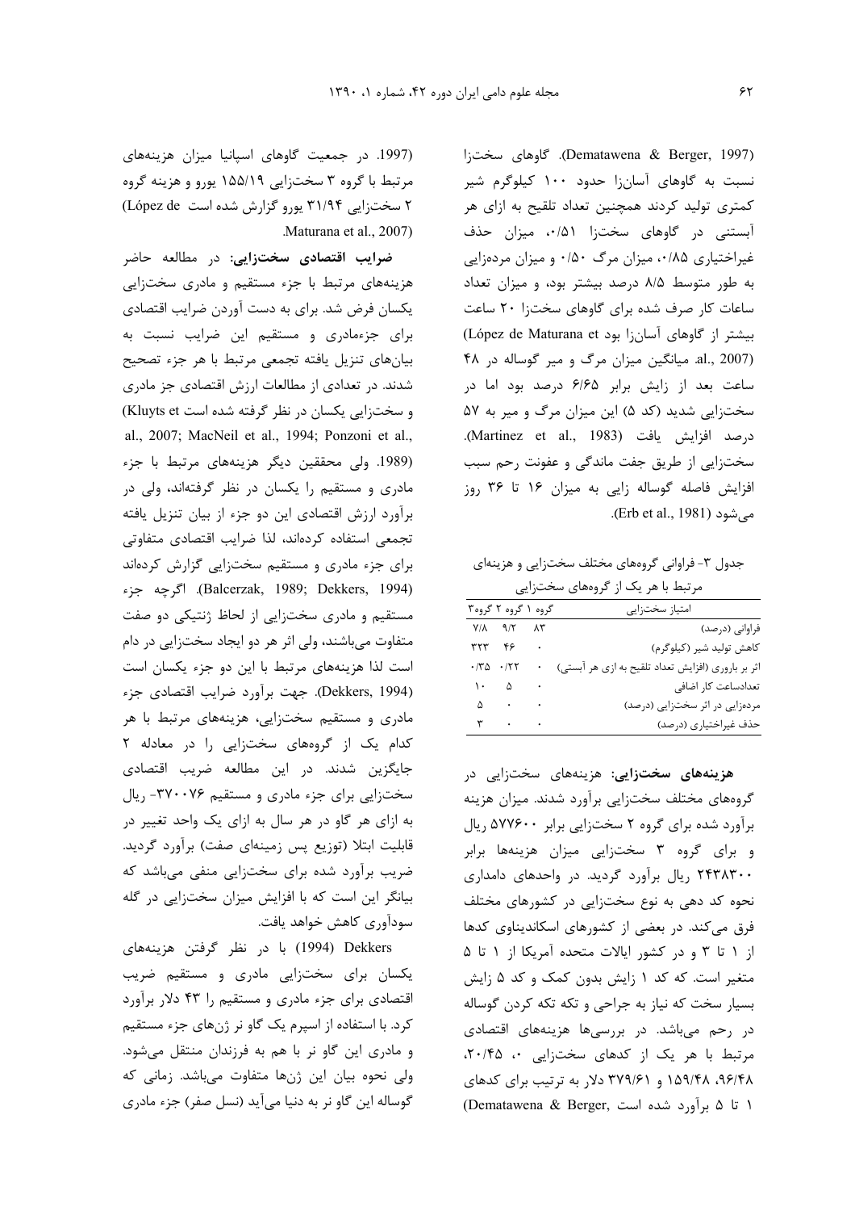(Dematawena & Berger, 1997). گاوهای سخت‌زا نسبت به گاوهای آسان‌زا حدود ۱۰۰ کیلوگرم شیر کمتری تولید کردند همچنین تعداد تلقیح به ازای هر آبستنی در گاوهای سخت‌زا ۰/۵۱، میزان حذف غیراختیاری ۰/۸۵، میزان مرگ ۰/۵۰ و میزان مرده‌زایی به طور متوسط ۸/۵ درصد بیشتر بود، و میزان تعداد ساعات کار صرف شده برای گاوهای سخت‌زا ۲۰ ساعت بیشتر از گاوهای آسان‌زا بود (López de Maturana et al., 2007). میانگین میزان مرگ و میر گوساله در ۴۸ ساعت بعد از زایش برابر ۶/۶۵ درصد بود اما در سخت‌زایی شدید (کد ۵) این میزان مرگ و میر به ۵۷ درصد افزایش یافت (Martinez et al., 1983). سخت‌زایی از طریق جفت ماندگی و عفونت رحم سبب افزایش فاصله گوساله زایی به میزان ۱۶ تا ۳۶ روز می‌شود (Erb et al., 1981).

جدول ۳- فراوانی گروه‌های مختلف سخت‌زایی و هزینه‌ای مرتبط با هر یک از گروه‌های سخت‌زایی

| امتیاز سخت‌زایی | گروه ۱ | گروه ۲ | گروه۳ |
|---|---|---|---|
| فراوانی (درصد) | ۸۳ | ۹/۲ | ۷/۸ |
| کاهش تولید شیر (کیلوگرم) | ۰ | ۴۶ | ۳۲۳ |
| اثر بر باروری (افزایش تعداد تلقیح به ازی هر آبستنی) | ۰ | ۰/۲۲ | ۰/۳۵ |
| تعدادساعت کار اضافی | ۰ | ۵ | ۱۰ |
| مرده‌زایی در اثر سخت‌زایی (درصد) | ۰ | ۰ | ۵ |
| حذف غیراختیاری (درصد) | ۰ | ۰ | ۳ |

**هزینه‌های سخت‌زایی:** هزینه‌های سخت‌زایی در گروه‌های مختلف سخت‌زایی برآورد شدند. میزان هزینه برآورد شده برای گروه ۲ سخت‌زایی برابر ۵۷۷۶۰۰ ریال و برای گروه ۳ سخت‌زایی میزان هزینه‌ها برابر ۲۴۳۸۳۰۰ ریال برآورد گردید. در واحدهای دامداری نحوه کد دهی به نوع سخت‌زایی در کشورهای مختلف فرق می‌کند. در بعضی از کشورهای اسکاندیناوی کدها از ۱ تا ۳ و در کشور ایالات متحده آمریکا از ۱ تا ۵ متغیر است. که کد ۱ زایش بدون کمک و کد ۵ زایش بسیار سخت که نیاز به جراحی و تکه تکه کردن گوساله در رحم می‌باشد. در بررسی‌ها هزینه‌های اقتصادی مرتبط با هر یک از کدهای سخت‌زایی ۰، ۲۰/۴۵، ۹۶/۴۸، ۱۵۹/۴۸ و ۳۷۹/۶۱ دلار به ترتیب برای کدهای ۱ تا ۵ برآورد شده است (Dematawena & Berger, 1997). در جمعیت گاوهای اسپانیا میزان هزینه‌های مرتبط با گروه ۳ سخت‌زایی ۱۵۵/۱۹ یورو و هزینه گروه ۲ سخت‌زایی ۳۱/۹۴ یورو گزارش شده است (López de Maturana et al., 2007).

**ضرایب اقتصادی سخت‌زایی:** در مطالعه حاضر هزینه‌های مرتبط با جزء مستقیم و مادری سخت‌زایی یکسان فرض شد. برای به دست آوردن ضرایب اقتصادی برای جزءمادری و مستقیم این ضرایب نسبت به بیان‌های تنزیل یافته تجمعی مرتبط با هر جزء تصحیح شدند. در تعدادی از مطالعات ارزش اقتصادی جز مادری و سخت‌زایی یکسان در نظر گرفته شده است (Kluyts et al., 2007; MacNeil et al., 1994; Ponzoni et al., 1989). ولی محققین دیگر هزینه‌های مرتبط با جزء مادری و مستقیم را یکسان در نظر گرفته‌اند، ولی در برآورد ارزش اقتصادی این دو جزء از بیان تنزیل یافته تجمعی استفاده کرده‌اند، لذا ضرایب اقتصادی متفاوتی برای جزء مادری و مستقیم سخت‌زایی گزارش کرده‌اند (Balcerzak, 1989; Dekkers, 1994). اگرچه جزء مستقیم و مادری سخت‌زایی از لحاظ ژنتیکی دو صفت متفاوت می‌باشند، ولی اثر هر دو ایجاد سخت‌زایی در دام است لذا هزینه‌های مرتبط با این دو جزء یکسان است (Dekkers, 1994). جهت برآورد ضرایب اقتصادی جزء مادری و مستقیم سخت‌زایی، هزینه‌های مرتبط با هر کدام یک از گروه‌های سخت‌زایی را در معادله ۲ جایگزین شدند. در این مطالعه ضریب اقتصادی سخت‌زایی برای جزء مادری و مستقیم ۳۷۰۰۷۶- ریال به ازای هر گاو در هر سال به ازای یک واحد تغییر در قابلیت ابتلا (توزیع پس زمینه‌ای صفت) برآورد گردید. ضریب برآورد شده برای سخت‌زایی منفی می‌باشد که بیانگر این است که با افزایش میزان سخت‌زایی در گله سودآوری کاهش خواهد یافت.

Dekkers (1994) با در نظر گرفتن هزینه‌های یکسان برای سخت‌زایی مادری و مستقیم ضریب اقتصادی برای جزء مادری و مستقیم را ۴۳ دلار برآورد کرد. با استفاده از اسپرم یک گاو نر ژن‌های جزء مستقیم و مادری این گاو نر با هم به فرزندان منتقل می‌شود. ولی نحوه بیان این ژن‌ها متفاوت می‌باشد. زمانی که گوساله این گاو نر به دنیا می‌آید (نسل صفر) جزء مادری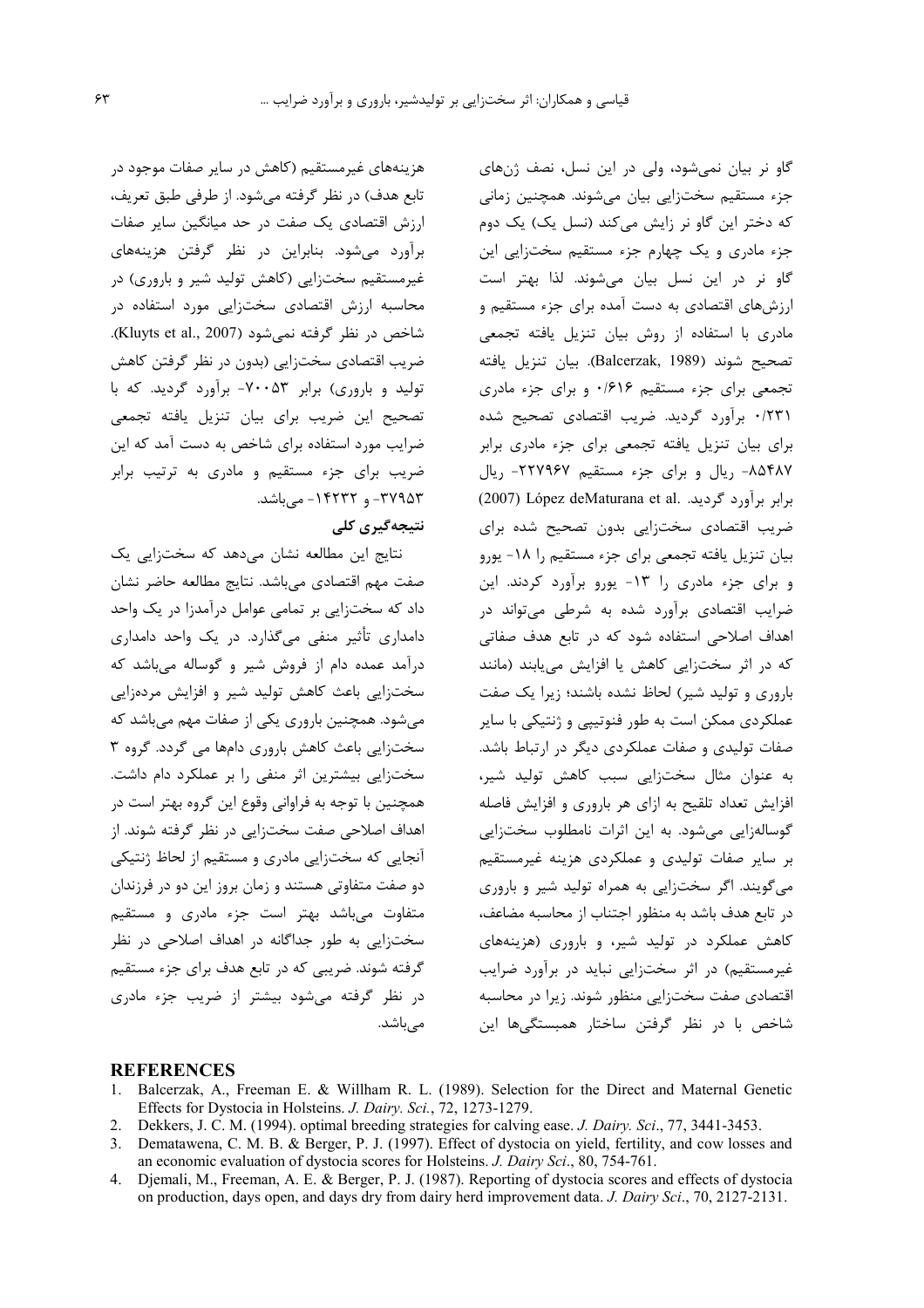گاو نر بیان نمی‌شود، ولی در این نسل، نصف ژن‌های جزء مستقیم سخت‌زایی بیان می‌شوند. همچنین زمانی که دختر این گاو نر زایش می‌کند (نسل یک) یک دوم جزء مادری و یک چهارم جزء مستقیم سخت‌زایی این گاو نر در این نسل بیان می‌شوند. لذا بهتر است ارزش‌های اقتصادی به دست آمده برای جزء مستقیم و مادری با استفاده از روش بیان تنزیل یافته تجمعی تصحیح شوند (Balcerzak, 1989). بیان تنزیل یافته تجمعی برای جزء مستقیم ۰/۶۱۶ و برای جزء مادری ۰/۲۳۱ برآورد گردید. ضریب اقتصادی تصحیح شده برای بیان تنزیل یافته تجمعی برای جزء مادری برابر ۸۵۴۸۷- ریال و برای جزء مستقیم ۲۲۷۹۶۷- ریال برابر برآورد گردید. López deMaturana et al. (2007) ضریب اقتصادی سخت‌زایی بدون تصحیح شده برای بیان تنزیل یافته تجمعی برای جزء مستقیم را ۱۸- یورو و برای جزء مادری را ۱۳- یورو برآورد کردند. این ضرایب اقتصادی برآورد شده به شرطی می‌تواند در اهداف اصلاحی استفاده شود که در تابع هدف صفاتی که در اثر سخت‌زایی کاهش یا افزایش می‌یابند (مانند باروری و تولید شیر) لحاظ نشده باشند؛ زیرا یک صفت عملکردی ممکن است به طور فنوتیپی و ژنتیکی با سایر صفات تولیدی و صفات عملکردی دیگر در ارتباط باشد. به عنوان مثال سخت‌زایی سبب کاهش تولید شیر، افزایش تعداد تلقیح به ازای هر باروری و افزایش فاصله گوساله‌زایی می‌شود. به این اثرات نامطلوب سخت‌زایی بر سایر صفات تولیدی و عملکردی هزینه غیرمستقیم می‌گویند. اگر سخت‌زایی به همراه تولید شیر و باروری در تابع هدف باشد به منظور اجتناب از محاسبه مضاعف، کاهش عملکرد در تولید شیر، و باروری (هزینه‌های غیرمستقیم) در اثر سخت‌زایی نباید در برآورد ضرایب اقتصادی صفت سخت‌زایی منظور شوند. زیرا در محاسبه شاخص با در نظر گرفتن ساختار همبستگی‌ها این هزینه‌های غیرمستقیم (کاهش در سایر صفات موجود در تابع هدف) در نظر گرفته می‌شود. از طرفی طبق تعریف، ارزش اقتصادی یک صفت در حد میانگین سایر صفات برآورد می‌شود. بنابراین در نظر گرفتن هزینه‌های غیرمستقیم سخت‌زایی (کاهش تولید شیر و باروری) در محاسبه ارزش اقتصادی سخت‌زایی مورد استفاده در شاخص در نظر گرفته نمی‌شود (Kluyts et al., 2007). ضریب اقتصادی سخت‌زایی (بدون در نظر گرفتن کاهش تولید و باروری) برابر ۷۰۰۵۳- برآورد گردید. که با تصحیح این ضریب برای بیان تنزیل یافته تجمعی ضرایب مورد استفاده برای شاخص به دست آمد که این ضریب برای جزء مستقیم و مادری به ترتیب برابر ۳۷۹۵۳- و ۱۴۲۳۲- می‌باشد.

## نتیجه‌گیری کلی

نتایج این مطالعه نشان می‌دهد که سخت‌زایی یک صفت مهم اقتصادی می‌باشد. نتایج مطالعه حاضر نشان داد که سخت‌زایی بر تمامی عوامل درآمدزا در یک واحد دامداری تأثیر منفی می‌گذارد. در یک واحد دامداری درآمد عمده دام از فروش شیر و گوساله می‌باشد که سخت‌زایی باعث کاهش تولید شیر و افزایش مرده‌زایی می‌شود. همچنین باروری یکی از صفات مهم می‌باشد که سخت‌زایی باعث کاهش باروری دام‌ها می گردد. گروه ۳ سخت‌زایی بیشترین اثر منفی را بر عملکرد دام داشت. همچنین با توجه به فراوانی وقوع این گروه بهتر است در اهداف اصلاحی صفت سخت‌زایی در نظر گرفته شوند. از آنجایی که سخت‌زایی مادری و مستقیم از لحاظ ژنتیکی دو صفت متفاوتی هستند و زمان بروز این دو در فرزندان متفاوت می‌باشد بهتر است جزء مادری و مستقیم سخت‌زایی به طور جداگانه در اهداف اصلاحی در نظر گرفته شوند. ضریبی که در تابع هدف برای جزء مستقیم در نظر گرفته می‌شود بیشتر از ضریب جزء مادری می‌باشد.

## REFERENCES

1. Balcerzak, A., Freeman E. & Willham R. L. (1989). Selection for the Direct and Maternal Genetic Effects for Dystocia in Holsteins. *J. Dairy. Sci.*, 72, 1273-1279.
2. Dekkers, J. C. M. (1994). optimal breeding strategies for calving ease. *J. Dairy. Sci*., 77, 3441-3453.
3. Dematawena, C. M. B. & Berger, P. J. (1997). Effect of dystocia on yield, fertility, and cow losses and an economic evaluation of dystocia scores for Holsteins. *J. Dairy Sci*., 80, 754-761.
4. Djemali, M., Freeman, A. E. & Berger, P. J. (1987). Reporting of dystocia scores and effects of dystocia on production, days open, and days dry from dairy herd improvement data. *J. Dairy Sci*., 70, 2127-2131.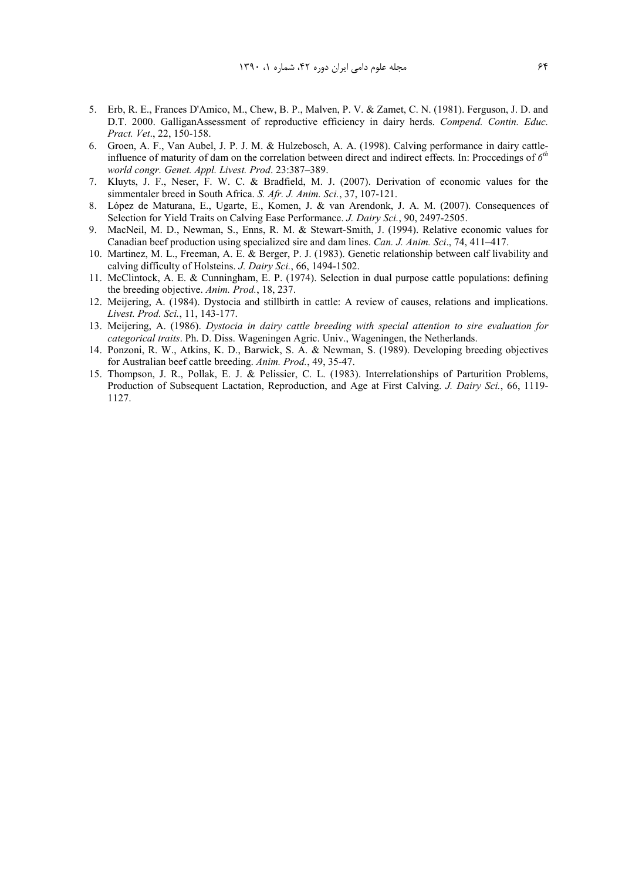5. Erb, R. E., Frances D'Amico, M., Chew, B. P., Malven, P. V. & Zamet, C. N. (1981). Ferguson, J. D. and D.T. 2000. GalliganAssessment of reproductive efficiency in dairy herds. *Compend. Contin. Educ. Pract. Vet*., 22, 150-158.
6. Groen, A. F., Van Aubel, J. P. J. M. & Hulzebosch, A. A. (1998). Calving performance in dairy cattle-influence of maturity of dam on the correlation between direct and indirect effects. In: Proccedings of *6th world congr. Genet. Appl. Livest. Prod*. 23:387–389.
7. Kluyts, J. F., Neser, F. W. C. & Bradfield, M. J. (2007). Derivation of economic values for the simmentaler breed in South Africa. *S. Afr. J. Anim. Sci.*, 37, 107-121.
8. López de Maturana, E., Ugarte, E., Komen, J. & van Arendonk, J. A. M. (2007). Consequences of Selection for Yield Traits on Calving Ease Performance. *J. Dairy Sci.*, 90, 2497-2505.
9. MacNeil, M. D., Newman, S., Enns, R. M. & Stewart-Smith, J. (1994). Relative economic values for Canadian beef production using specialized sire and dam lines. *Can. J. Anim. Sci*., 74, 411–417.
10. Martinez, M. L., Freeman, A. E. & Berger, P. J. (1983). Genetic relationship between calf livability and calving difficulty of Holsteins. *J. Dairy Sci.*, 66, 1494-1502.
11. McClintock, A. E. & Cunningham, E. P. (1974). Selection in dual purpose cattle populations: defining the breeding objective. *Anim. Prod.*, 18, 237.
12. Meijering, A. (1984). Dystocia and stillbirth in cattle: A review of causes, relations and implications. *Livest. Prod. Sci.*, 11, 143-177.
13. Meijering, A. (1986). *Dystocia in dairy cattle breeding with special attention to sire evaluation for categorical traits*. Ph. D. Diss. Wageningen Agric. Univ., Wageningen, the Netherlands.
14. Ponzoni, R. W., Atkins, K. D., Barwick, S. A. & Newman, S. (1989). Developing breeding objectives for Australian beef cattle breeding. *Anim. Prod.*, 49, 35-47.
15. Thompson, J. R., Pollak, E. J. & Pelissier, C. L. (1983). Interrelationships of Parturition Problems, Production of Subsequent Lactation, Reproduction, and Age at First Calving. *J. Dairy Sci.*, 66, 1119-1127.